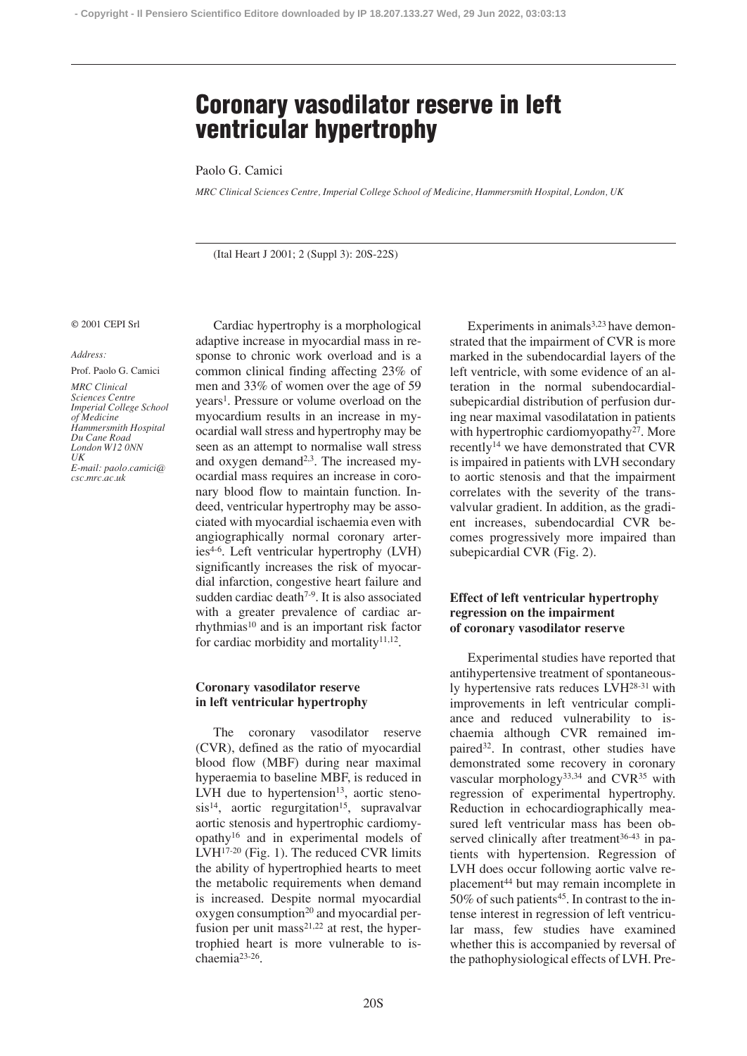# Coronary vasodilator reserve in left ventricular hypertrophy

Paolo G. Camici

*MRC Clinical Sciences Centre, Imperial College School of Medicine, Hammersmith Hospital, London, UK*

(Ital Heart J 2001; 2 (Suppl 3): 20S-22S)

© 2001 CEPI Srl

*Address:*

Prof. Paolo G. Camici

*MRC Clinical Sciences Centre*
*Imperial College School of Medicine*
*Hammersmith Hospital*
*Du Cane Road*
*London W12 0NN*
*UK*
*E-mail: paolo.camici@csc.mrc.ac.uk*

Cardiac hypertrophy is a morphological adaptive increase in myocardial mass in response to chronic work overload and is a common clinical finding affecting 23% of men and 33% of women over the age of 59 years[1]. Pressure or volume overload on the myocardium results in an increase in myocardial wall stress and hypertrophy may be seen as an attempt to normalise wall stress and oxygen demand[2,3]. The increased myocardial mass requires an increase in coronary blood flow to maintain function. Indeed, ventricular hypertrophy may be associated with myocardial ischaemia even with angiographically normal coronary arteries[4-6]. Left ventricular hypertrophy (LVH) significantly increases the risk of myocardial infarction, congestive heart failure and sudden cardiac death[7-9]. It is also associated with a greater prevalence of cardiac arrhythmias[10] and is an important risk factor for cardiac morbidity and mortality[11,12].

### Coronary vasodilator reserve in left ventricular hypertrophy

The coronary vasodilator reserve (CVR), defined as the ratio of myocardial blood flow (MBF) during near maximal hyperaemia to baseline MBF, is reduced in LVH due to hypertension[13], aortic stenosis[14], aortic regurgitation[15], supravalvar aortic stenosis and hypertrophic cardiomyopathy[16] and in experimental models of LVH[17-20] (Fig. 1). The reduced CVR limits the ability of hypertrophied hearts to meet the metabolic requirements when demand is increased. Despite normal myocardial oxygen consumption[20] and myocardial perfusion per unit mass[21,22] at rest, the hypertrophied heart is more vulnerable to ischaemia[23-26].

Experiments in animals[3,23] have demonstrated that the impairment of CVR is more marked in the subendocardial layers of the left ventricle, with some evidence of an alteration in the normal subendocardial-subepicardial distribution of perfusion during near maximal vasodilatation in patients with hypertrophic cardiomyopathy[27]. More recently[14] we have demonstrated that CVR is impaired in patients with LVH secondary to aortic stenosis and that the impairment correlates with the severity of the transvalvular gradient. In addition, as the gradient increases, subendocardial CVR becomes progressively more impaired than subepicardial CVR (Fig. 2).

### Effect of left ventricular hypertrophy regression on the impairment of coronary vasodilator reserve

Experimental studies have reported that antihypertensive treatment of spontaneously hypertensive rats reduces LVH[28-31] with improvements in left ventricular compliance and reduced vulnerability to ischaemia although CVR remained impaired[32]. In contrast, other studies have demonstrated some recovery in coronary vascular morphology[33,34] and CVR[35] with regression of experimental hypertrophy. Reduction in echocardiographically measured left ventricular mass has been observed clinically after treatment[36-43] in patients with hypertension. Regression of LVH does occur following aortic valve replacement[44] but may remain incomplete in 50% of such patients[45]. In contrast to the intense interest in regression of left ventricular mass, few studies have examined whether this is accompanied by reversal of the pathophysiological effects of LVH. Pre-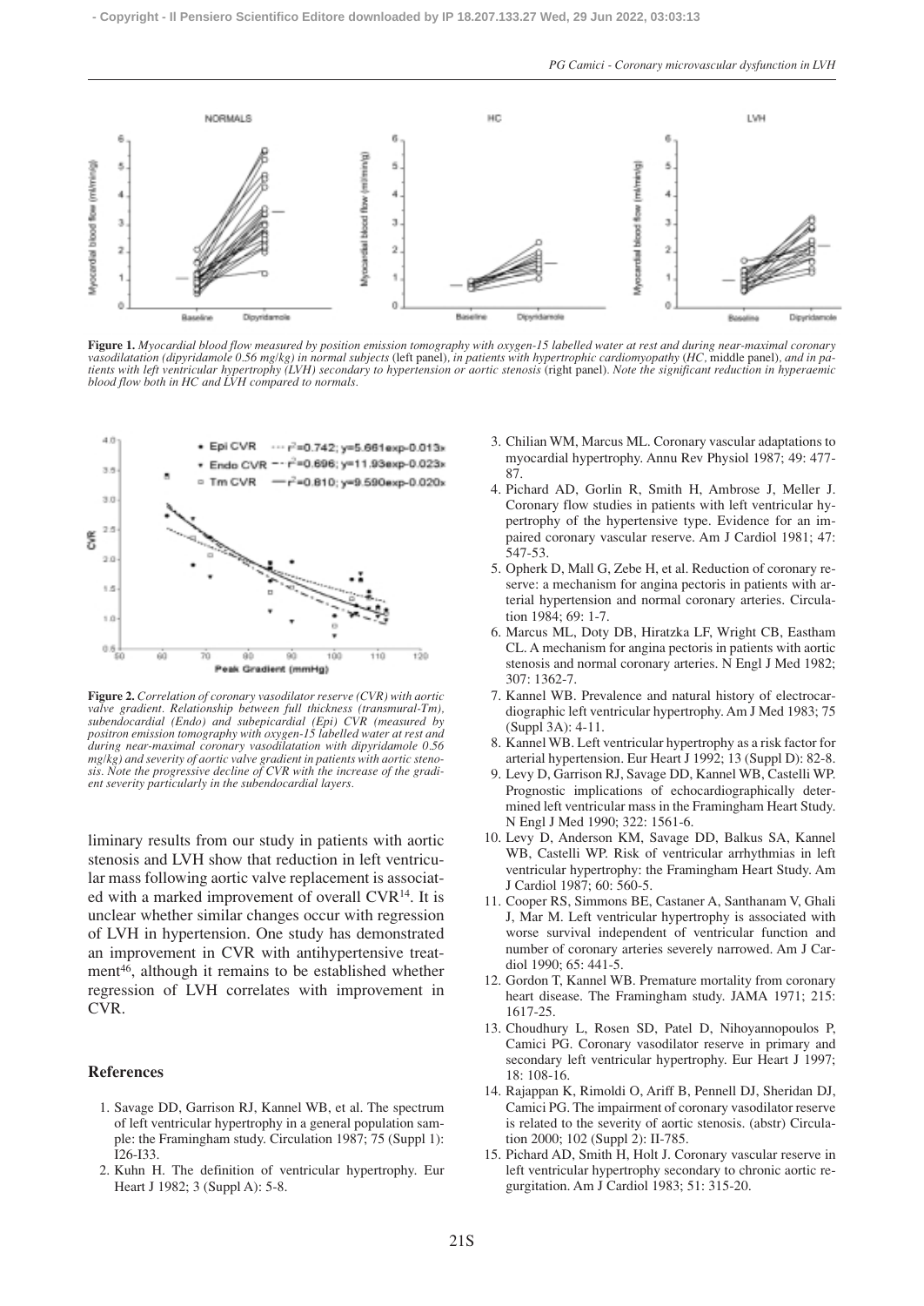**Figure 1.** *Myocardial blood flow measured by position emission tomography with oxygen-15 labelled water at rest and during near-maximal coronary vasodilatation (dipyridamole 0.56 mg/kg) in normal subjects* (left panel), *in patients with hypertrophic cardiomyopathy* (*HC*, middle panel), *and in patients with left ventricular hypertrophy (LVH) secondary to hypertension or aortic stenosis* (right panel). *Note the significant reduction in hyperaemic blood flow both in HC and LVH compared to normals.*

**Figure 2.** *Correlation of coronary vasodilator reserve (CVR) with aortic valve gradient. Relationship between full thickness (transmural-Tm), subendocardial (Endo) and subepicardial (Epi) CVR (measured by positron emission tomography with oxygen-15 labelled water at rest and during near-maximal coronary vasodilatation with dipyridamole 0.56 mg/kg) and severity of aortic valve gradient in patients with aortic stenosis. Note the progressive decline of CVR with the increase of the gradient severity particularly in the subendocardial layers.*

liminary results from our study in patients with aortic stenosis and LVH show that reduction in left ventricular mass following aortic valve replacement is associated with a marked improvement of overall CVR[14]. It is unclear whether similar changes occur with regression of LVH in hypertension. One study has demonstrated an improvement in CVR with antihypertensive treatment[46], although it remains to be established whether regression of LVH correlates with improvement in CVR.

## References

1. Savage DD, Garrison RJ, Kannel WB, et al. The spectrum of left ventricular hypertrophy in a general population sample: the Framingham study. Circulation 1987; 75 (Suppl 1): I26-I33.
2. Kuhn H. The definition of ventricular hypertrophy. Eur Heart J 1982; 3 (Suppl A): 5-8.
3. Chilian WM, Marcus ML. Coronary vascular adaptations to myocardial hypertrophy. Annu Rev Physiol 1987; 49: 477-87.
4. Pichard AD, Gorlin R, Smith H, Ambrose J, Meller J. Coronary flow studies in patients with left ventricular hypertrophy of the hypertensive type. Evidence for an impaired coronary vascular reserve. Am J Cardiol 1981; 47: 547-53.
5. Opherk D, Mall G, Zebe H, et al. Reduction of coronary reserve: a mechanism for angina pectoris in patients with arterial hypertension and normal coronary arteries. Circulation 1984; 69: 1-7.
6. Marcus ML, Doty DB, Hiratzka LF, Wright CB, Eastham CL. A mechanism for angina pectoris in patients with aortic stenosis and normal coronary arteries. N Engl J Med 1982; 307: 1362-7.
7. Kannel WB. Prevalence and natural history of electrocardiographic left ventricular hypertrophy. Am J Med 1983; 75 (Suppl 3A): 4-11.
8. Kannel WB. Left ventricular hypertrophy as a risk factor for arterial hypertension. Eur Heart J 1992; 13 (Suppl D): 82-8.
9. Levy D, Garrison RJ, Savage DD, Kannel WB, Castelli WP. Prognostic implications of echocardiographically determined left ventricular mass in the Framingham Heart Study. N Engl J Med 1990; 322: 1561-6.
10. Levy D, Anderson KM, Savage DD, Balkus SA, Kannel WB, Castelli WP. Risk of ventricular arrhythmias in left ventricular hypertrophy: the Framingham Heart Study. Am J Cardiol 1987; 60: 560-5.
11. Cooper RS, Simmons BE, Castaner A, Santhanam V, Ghali J, Mar M. Left ventricular hypertrophy is associated with worse survival independent of ventricular function and number of coronary arteries severely narrowed. Am J Cardiol 1990; 65: 441-5.
12. Gordon T, Kannel WB. Premature mortality from coronary heart disease. The Framingham study. JAMA 1971; 215: 1617-25.
13. Choudhury L, Rosen SD, Patel D, Nihoyannopoulos P, Camici PG. Coronary vasodilator reserve in primary and secondary left ventricular hypertrophy. Eur Heart J 1997; 18: 108-16.
14. Rajappan K, Rimoldi O, Ariff B, Pennell DJ, Sheridan DJ, Camici PG. The impairment of coronary vasodilator reserve is related to the severity of aortic stenosis. (abstr) Circulation 2000; 102 (Suppl 2): II-785.
15. Pichard AD, Smith H, Holt J. Coronary vascular reserve in left ventricular hypertrophy secondary to chronic aortic regurgitation. Am J Cardiol 1983; 51: 315-20.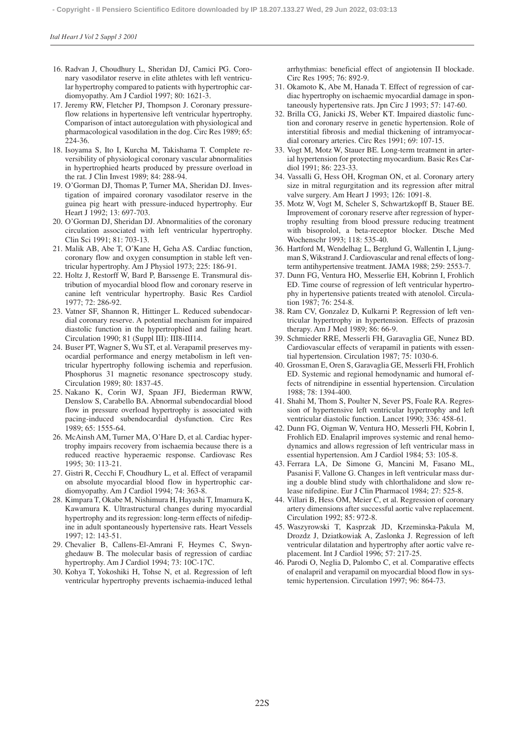16. Radvan J, Choudhury L, Sheridan DJ, Camici PG. Coronary vasodilator reserve in elite athletes with left ventricular hypertrophy compared to patients with hypertrophic cardiomyopathy. Am J Cardiol 1997; 80: 1621-3.
17. Jeremy RW, Fletcher PJ, Thompson J. Coronary pressure-flow relations in hypertensive left ventricular hypertrophy. Comparison of intact autoregulation with physiological and pharmacological vasodilation in the dog. Circ Res 1989; 65: 224-36.
18. Isoyama S, Ito I, Kurcha M, Takishama T. Complete reversibility of physiological coronary vascular abnormalities in hypertrophied hearts produced by pressure overload in the rat. J Clin Invest 1989; 84: 288-94.
19. O'Gorman DJ, Thomas P, Turner MA, Sheridan DJ. Investigation of impaired coronary vasodilator reserve in the guinea pig heart with pressure-induced hypertrophy. Eur Heart J 1992; 13: 697-703.
20. O'Gorman DJ, Sheridan DJ. Abnormalities of the coronary circulation associated with left ventricular hypertrophy. Clin Sci 1991; 81: 703-13.
21. Malik AB, Abe T, O'Kane H, Geha AS. Cardiac function, coronary flow and oxygen consumption in stable left ventricular hypertrophy. Am J Physiol 1973; 225: 186-91.
22. Holtz J, Restorff W, Bard P, Barssenge E. Transmural distribution of myocardial blood flow and coronary reserve in canine left ventricular hypertrophy. Basic Res Cardiol 1977; 72: 286-92.
23. Vatner SF, Shannon R, Hittinger L. Reduced subendocardial coronary reserve. A potential mechanism for impaired diastolic function in the hypertrophied and failing heart. Circulation 1990; 81 (Suppl III): III8-III14.
24. Buser PT, Wagner S, Wu ST, et al. Verapamil preserves myocardial performance and energy metabolism in left ventricular hypertrophy following ischemia and reperfusion. Phosphorus 31 magnetic resonance spectroscopy study. Circulation 1989; 80: 1837-45.
25. Nakano K, Corin WJ, Spaan JFJ, Biederman RWW, Denslow S, Carabello BA. Abnormal subendocardial blood flow in pressure overload hypertrophy is associated with pacing-induced subendocardial dysfunction. Circ Res 1989; 65: 1555-64.
26. McAinsh AM, Turner MA, O'Hare D, et al. Cardiac hypertrophy impairs recovery from ischaemia because there is a reduced reactive hyperaemic response. Cardiovasc Res 1995; 30: 113-21.
27. Gistri R, Cecchi F, Choudhury L, et al. Effect of verapamil on absolute myocardial blood flow in hypertrophic cardiomyopathy. Am J Cardiol 1994; 74: 363-8.
28. Kimpara T, Okabe M, Nishimura H, Hayashi T, Imamura K, Kawamura K. Ultrastructural changes during myocardial hypertrophy and its regression: long-term effects of nifedipine in adult spontaneously hypertensive rats. Heart Vessels 1997; 12: 143-51.
29. Chevalier B, Callens-El-Amrani F, Heymes C, Swynghedauw B. The molecular basis of regression of cardiac hypertrophy. Am J Cardiol 1994; 73: 10C-17C.
30. Kohya T, Yokoshiki H, Tohse N, et al. Regression of left ventricular hypertrophy prevents ischaemia-induced lethal arrhythmias: beneficial effect of angiotensin II blockade. Circ Res 1995; 76: 892-9.
31. Okamoto K, Abe M, Hanada T. Effect of regression of cardiac hypertrophy on ischaemic myocardial damage in spontaneously hypertensive rats. Jpn Circ J 1993; 57: 147-60.
32. Brilla CG, Janicki JS, Weber KT. Impaired diastolic function and coronary reserve in genetic hypertension. Role of interstitial fibrosis and medial thickening of intramyocardial coronary arteries. Circ Res 1991; 69: 107-15.
33. Vogt M, Motz W, Stauer BE. Long-term treatment in arterial hypertension for protecting myocardium. Basic Res Cardiol 1991; 86: 223-33.
34. Vassalli G, Hess OH, Krogman ON, et al. Coronary artery size in mitral regurgitation and its regression after mitral valve surgery. Am Heart J 1993; 126: 1091-8.
35. Motz W, Vogt M, Scheler S, Schwartzkopff B, Stauer BE. Improvement of coronary reserve after regression of hypertrophy resulting from blood pressure reducing treatment with bisoprolol, a beta-receptor blocker. Dtsche Med Wochenschr 1993; 118: 535-40.
36. Hartford M, Wendelhag L, Berglund G, Wallentin I, Ljungman S, Wikstrand J. Cardiovascular and renal effects of long-term antihypertensive treatment. JAMA 1988; 259: 2553-7.
37. Dunn FG, Ventura HO, Messerlie EH, Kobrinn I, Frohlich ED. Time course of regression of left ventricular hypertrophy in hypertensive patients treated with atenolol. Circulation 1987; 76: 254-8.
38. Ram CV, Gonzalez D, Kulkarni P. Regression of left ventricular hypertrophy in hypertension. Effects of prazosin therapy. Am J Med 1989; 86: 66-9.
39. Schmieder RRE, Messerli FH, Garavaglia GE, Nunez BD. Cardiovascular effects of verapamil in patients with essential hypertension. Circulation 1987; 75: 1030-6.
40. Grossman E, Oren S, Garavaglia GE, Messerli FH, Frohlich ED. Systemic and regional hemodynamic and humoral effects of nitrendipine in essential hypertension. Circulation 1988; 78: 1394-400.
41. Shahi M, Thom S, Poulter N, Sever PS, Foale RA. Regression of hypertensive left ventricular hypertrophy and left ventricular diastolic function. Lancet 1990; 336: 458-61.
42. Dunn FG, Oigman W, Ventura HO, Messerli FH, Kobrin I, Frohlich ED. Enalapril improves systemic and renal hemodynamics and allows regression of left ventricular mass in essential hypertension. Am J Cardiol 1984; 53: 105-8.
43. Ferrara LA, De Simone G, Mancini M, Fasano ML, Pasanisi F, Vallone G. Changes in left ventricular mass during a double blind study with chlorthalidone and slow release nifedipine. Eur J Clin Pharmacol 1984; 27: 525-8.
44. Villari B, Hess OM, Meier C, et al. Regression of coronary artery dimensions after successful aortic valve replacement. Circulation 1992; 85: 972-8.
45. Waszyrowski T, Kasprzak JD, Krzeminska-Pakula M, Drozdz J, Dziatkowiak A, Zaslonka J. Regression of left ventricular dilatation and hypertrophy after aortic valve replacement. Int J Cardiol 1996; 57: 217-25.
46. Parodi O, Neglia D, Palombo C, et al. Comparative effects of enalapril and verapamil on myocardial blood flow in systemic hypertension. Circulation 1997; 96: 864-73.